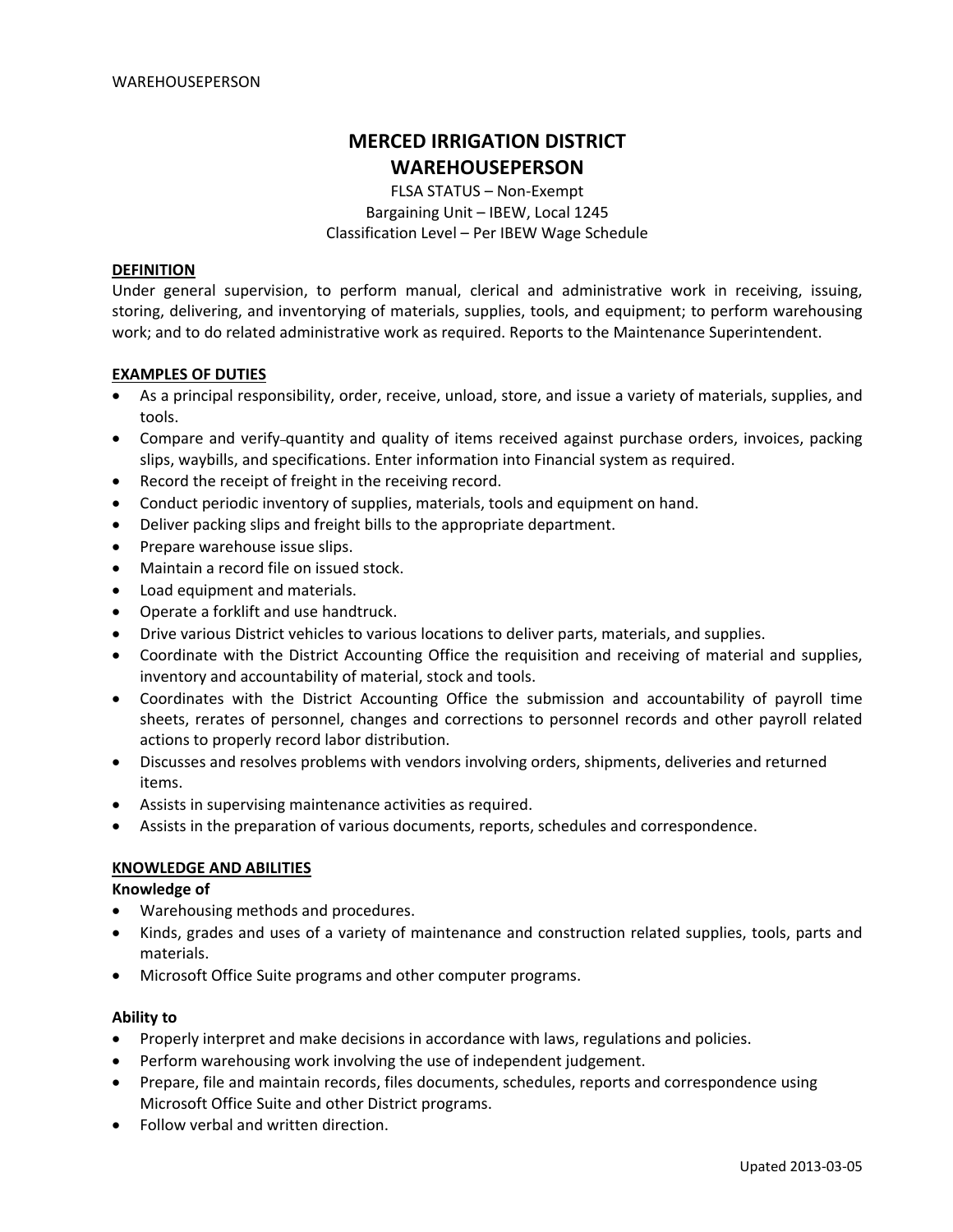# MERCED IRRIGATION DISTRICT
# WAREHOUSEPERSON

FLSA STATUS – Non-Exempt
Bargaining Unit – IBEW, Local 1245
Classification Level – Per IBEW Wage Schedule

## DEFINITION

Under general supervision, to perform manual, clerical and administrative work in receiving, issuing, storing, delivering, and inventorying of materials, supplies, tools, and equipment; to perform warehousing work; and to do related administrative work as required. Reports to the Maintenance Superintendent.

## EXAMPLES OF DUTIES

- As a principal responsibility, order, receive, unload, store, and issue a variety of materials, supplies, and tools.
- Compare and verify quantity and quality of items received against purchase orders, invoices, packing slips, waybills, and specifications. Enter information into Financial system as required.
- Record the receipt of freight in the receiving record.
- Conduct periodic inventory of supplies, materials, tools and equipment on hand.
- Deliver packing slips and freight bills to the appropriate department.
- Prepare warehouse issue slips.
- Maintain a record file on issued stock.
- Load equipment and materials.
- Operate a forklift and use handtruck.
- Drive various District vehicles to various locations to deliver parts, materials, and supplies.
- Coordinate with the District Accounting Office the requisition and receiving of material and supplies, inventory and accountability of material, stock and tools.
- Coordinates with the District Accounting Office the submission and accountability of payroll time sheets, rerates of personnel, changes and corrections to personnel records and other payroll related actions to properly record labor distribution.
- Discusses and resolves problems with vendors involving orders, shipments, deliveries and returned items.
- Assists in supervising maintenance activities as required.
- Assists in the preparation of various documents, reports, schedules and correspondence.

## KNOWLEDGE AND ABILITIES

**Knowledge of**

- Warehousing methods and procedures.
- Kinds, grades and uses of a variety of maintenance and construction related supplies, tools, parts and materials.
- Microsoft Office Suite programs and other computer programs.

**Ability to**

- Properly interpret and make decisions in accordance with laws, regulations and policies.
- Perform warehousing work involving the use of independent judgement.
- Prepare, file and maintain records, files documents, schedules, reports and correspondence using Microsoft Office Suite and other District programs.
- Follow verbal and written direction.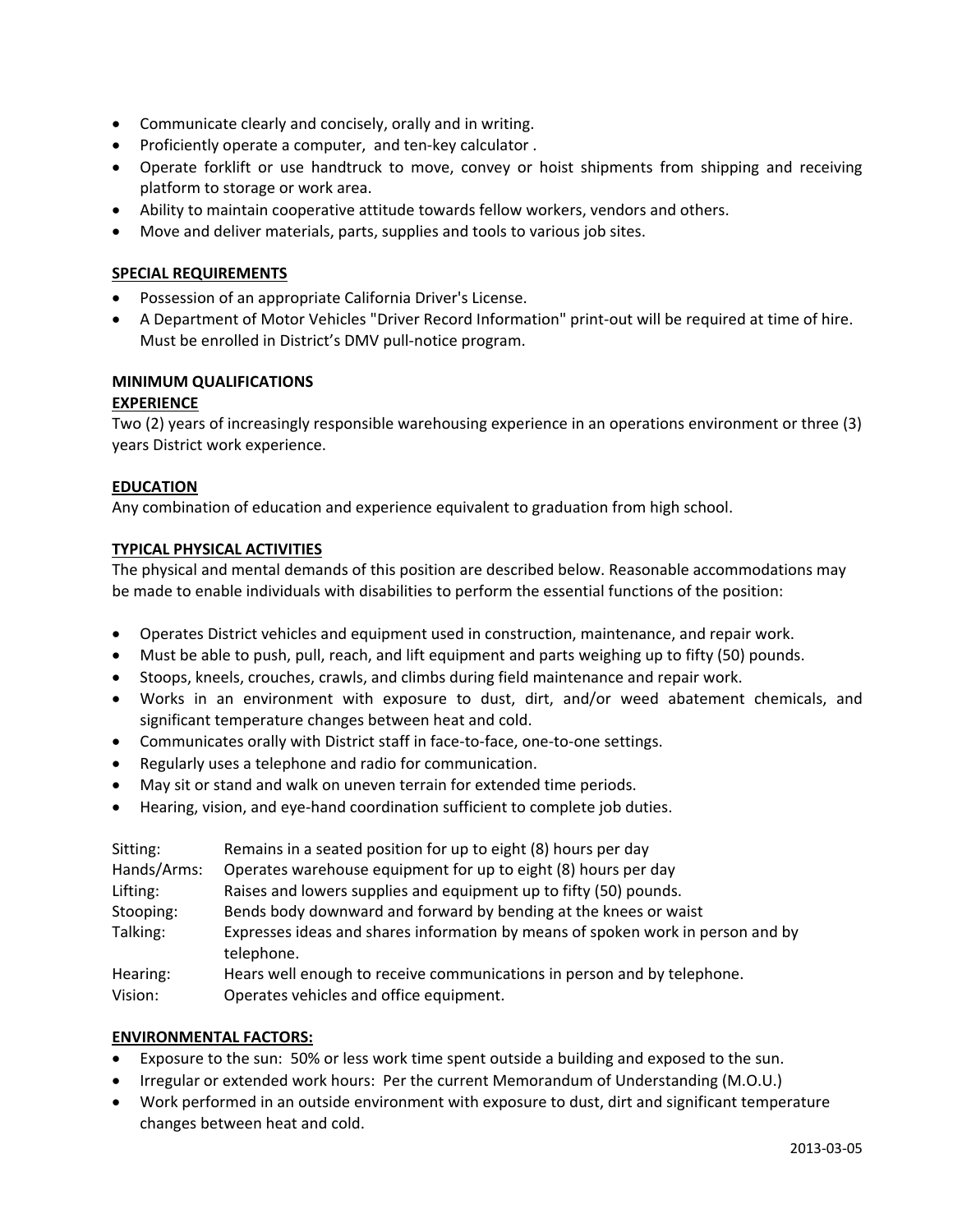- Communicate clearly and concisely, orally and in writing.
- Proficiently operate a computer, and ten-key calculator .
- Operate forklift or use handtruck to move, convey or hoist shipments from shipping and receiving platform to storage or work area.
- Ability to maintain cooperative attitude towards fellow workers, vendors and others.
- Move and deliver materials, parts, supplies and tools to various job sites.

**SPECIAL REQUIREMENTS**

- Possession of an appropriate California Driver's License.
- A Department of Motor Vehicles "Driver Record Information" print-out will be required at time of hire. Must be enrolled in District's DMV pull-notice program.

**MINIMUM QUALIFICATIONS**

**EXPERIENCE**

Two (2) years of increasingly responsible warehousing experience in an operations environment or three (3) years District work experience.

**EDUCATION**

Any combination of education and experience equivalent to graduation from high school.

**TYPICAL PHYSICAL ACTIVITIES**

The physical and mental demands of this position are described below. Reasonable accommodations may be made to enable individuals with disabilities to perform the essential functions of the position:

- Operates District vehicles and equipment used in construction, maintenance, and repair work.
- Must be able to push, pull, reach, and lift equipment and parts weighing up to fifty (50) pounds.
- Stoops, kneels, crouches, crawls, and climbs during field maintenance and repair work.
- Works in an environment with exposure to dust, dirt, and/or weed abatement chemicals, and significant temperature changes between heat and cold.
- Communicates orally with District staff in face-to-face, one-to-one settings.
- Regularly uses a telephone and radio for communication.
- May sit or stand and walk on uneven terrain for extended time periods.
- Hearing, vision, and eye-hand coordination sufficient to complete job duties.

| | |
|---|---|
| Sitting: | Remains in a seated position for up to eight (8) hours per day |
| Hands/Arms: | Operates warehouse equipment for up to eight (8) hours per day |
| Lifting: | Raises and lowers supplies and equipment up to fifty (50) pounds. |
| Stooping: | Bends body downward and forward by bending at the knees or waist |
| Talking: | Expresses ideas and shares information by means of spoken work in person and by telephone. |
| Hearing: | Hears well enough to receive communications in person and by telephone. |
| Vision: | Operates vehicles and office equipment. |

**ENVIRONMENTAL FACTORS:**

- Exposure to the sun: 50% or less work time spent outside a building and exposed to the sun.
- Irregular or extended work hours: Per the current Memorandum of Understanding (M.O.U.)
- Work performed in an outside environment with exposure to dust, dirt and significant temperature changes between heat and cold.

2013-03-05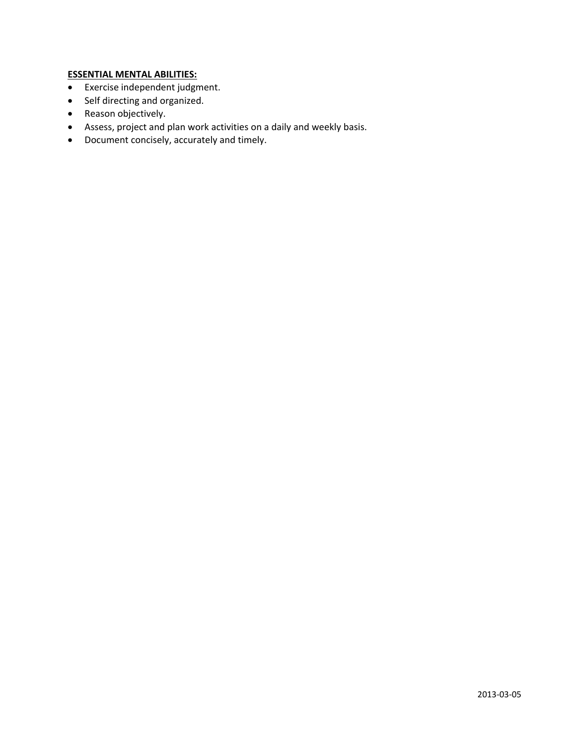**ESSENTIAL MENTAL ABILITIES:**

- Exercise independent judgment.
- Self directing and organized.
- Reason objectively.
- Assess, project and plan work activities on a daily and weekly basis.
- Document concisely, accurately and timely.

2013-03-05